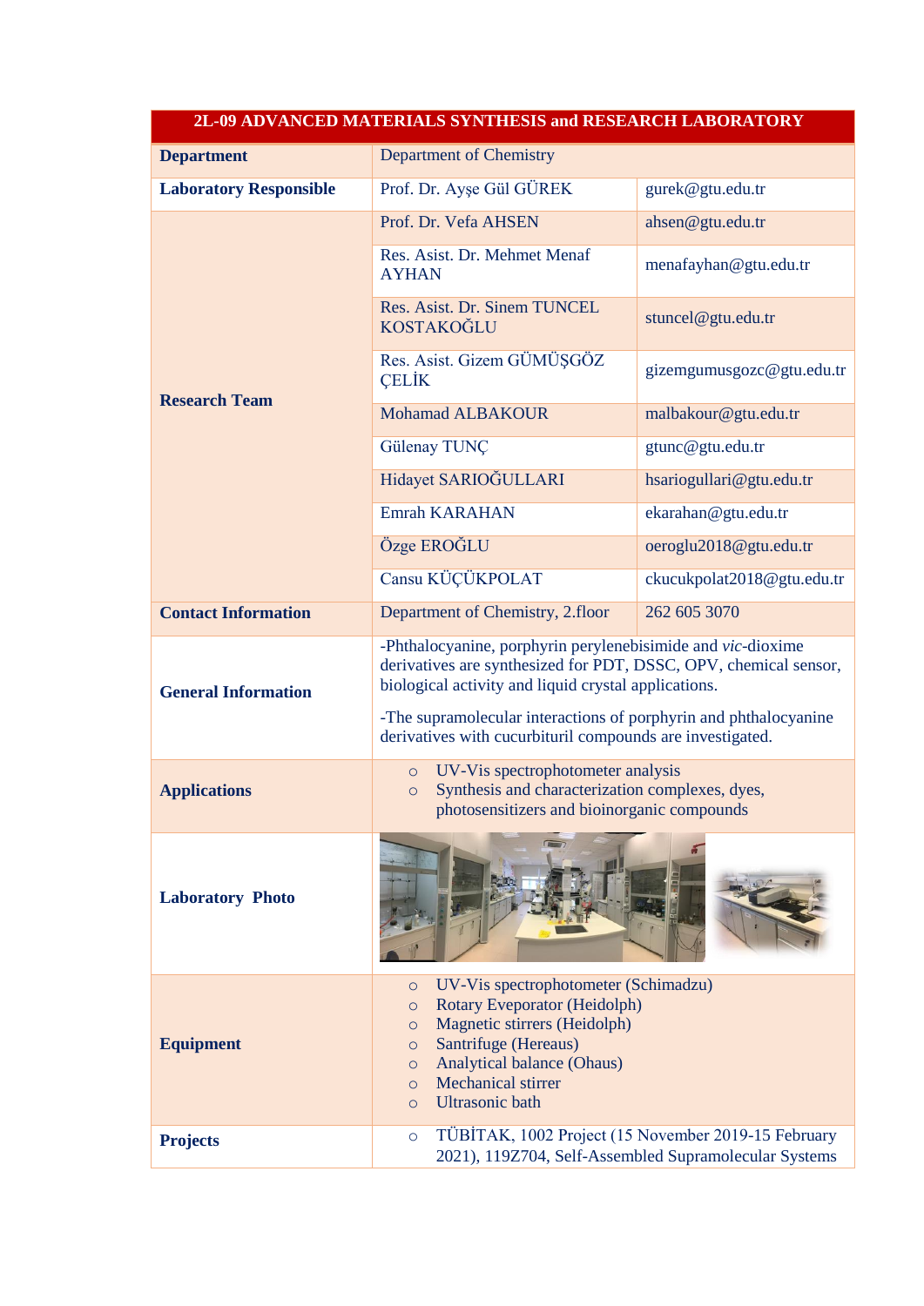| 2L-09 ADVANCED MATERIALS SYNTHESIS and RESEARCH LABORATORY | | |
|---|---|---|
| **Department** | Department of Chemistry | |
| **Laboratory Responsible** | Prof. Dr. Ayşe Gül GÜREK | gurek@gtu.edu.tr |
| **Research Team** | Prof. Dr. Vefa AHSEN | ahsen@gtu.edu.tr |
| | Res. Asist. Dr. Mehmet Menaf AYHAN | menafayhan@gtu.edu.tr |
| | Res. Asist. Dr. Sinem TUNCEL KOSTAKOĞLU | stuncel@gtu.edu.tr |
| | Res. Asist. Gizem GÜMÜŞGÖZ ÇELİK | gizemgumusgozc@gtu.edu.tr |
| | Mohamad ALBAKOUR | malbakour@gtu.edu.tr |
| | Gülenay TUNÇ | gtunc@gtu.edu.tr |
| | Hidayet SARIOĞULLARI | hsariogullari@gtu.edu.tr |
| | Emrah KARAHAN | ekarahan@gtu.edu.tr |
| | Özge EROĞLU | oeroglu2018@gtu.edu.tr |
| | Cansu KÜÇÜKPOLAT | ckucukpolat2018@gtu.edu.tr |
| **Contact Information** | Department of Chemistry, 2.floor | 262 605 3070 |
| **General Information** | -Phthalocyanine, porphyrin perylenebisimide and *vic*-dioxime derivatives are synthesized for PDT, DSSC, OPV, chemical sensor, biological activity and liquid crystal applications.<br><br>-The supramolecular interactions of porphyrin and phthalocyanine derivatives with cucurbituril compounds are investigated. | |
| **Applications** | ○ UV-Vis spectrophotometer analysis<br>○ Synthesis and characterization complexes, dyes, photosensitizers and bioinorganic compounds | |
| **Laboratory Photo** | | |
| **Equipment** | ○ UV-Vis spectrophotometer (Schimadzu)<br>○ Rotary Eveporator (Heidolph)<br>○ Magnetic stirrers (Heidolph)<br>○ Santrifuge (Hereaus)<br>○ Analytical balance (Ohaus)<br>○ Mechanical stirrer<br>○ Ultrasonic bath | |
| **Projects** | ○ TÜBİTAK, 1002 Project (15 November 2019-15 February 2021), 119Z704, Self-Assembled Supramolecular Systems | |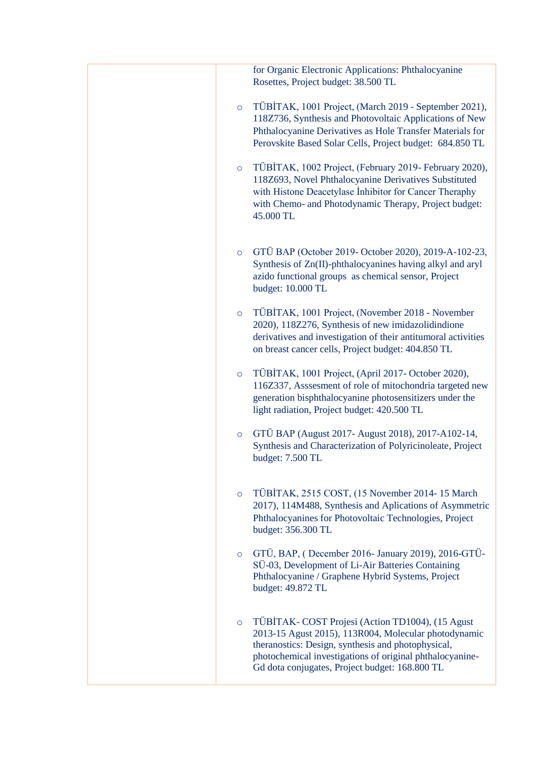| | for Organic Electronic Applications: Phthalocyanine Rosettes, Project budget: 38.500 TL<br><br>- TÜBİTAK, 1001 Project, (March 2019 - September 2021), 118Z736, Synthesis and Photovoltaic Applications of New Phthalocyanine Derivatives as Hole Transfer Materials for Perovskite Based Solar Cells, Project budget: 684.850 TL<br>- TÜBİTAK, 1002 Project, (February 2019- February 2020), 118Z693, Novel Phthalocyanine Derivatives Substituted with Histone Deacetylase İnhibitor for Cancer Theraphy with Chemo- and Photodynamic Therapy, Project budget: 45.000 TL<br>- GTÜ BAP (October 2019- October 2020), 2019-A-102-23, Synthesis of Zn(II)-phthalocyanines having alkyl and aryl azido functional groups as chemical sensor, Project budget: 10.000 TL<br>- TÜBİTAK, 1001 Project, (November 2018 - November 2020), 118Z276, Synthesis of new imidazolidindione derivatives and investigation of their antitumoral activities on breast cancer cells, Project budget: 404.850 TL<br>- TÜBİTAK, 1001 Project, (April 2017- October 2020), 116Z337, Asssesment of role of mitochondria targeted new generation bisphthalocyanine photosensitizers under the light radiation, Project budget: 420.500 TL<br>- GTÜ BAP (August 2017- August 2018), 2017-A102-14, Synthesis and Characterization of Polyricinoleate, Project budget: 7.500 TL<br>- TÜBİTAK, 2515 COST, (15 November 2014- 15 March 2017), 114M488, Synthesis and Aplications of Asymmetric Phthalocyanines for Photovoltaic Technologies, Project budget: 356.300 TL<br>- GTÜ, BAP, ( December 2016- January 2019), 2016-GTÜ-SÜ-03, Development of Li-Air Batteries Containing Phthalocyanine / Graphene Hybrid Systems, Project budget: 49.872 TL<br>- TÜBİTAK- COST Projesi (Action TD1004), (15 Agust 2013-15 Agust 2015), 113R004, Molecular photodynamic theranostics: Design, synthesis and photophysical, photochemical investigations of original phthalocyanine-Gd dota conjugates, Project budget: 168.800 TL |
|---|---|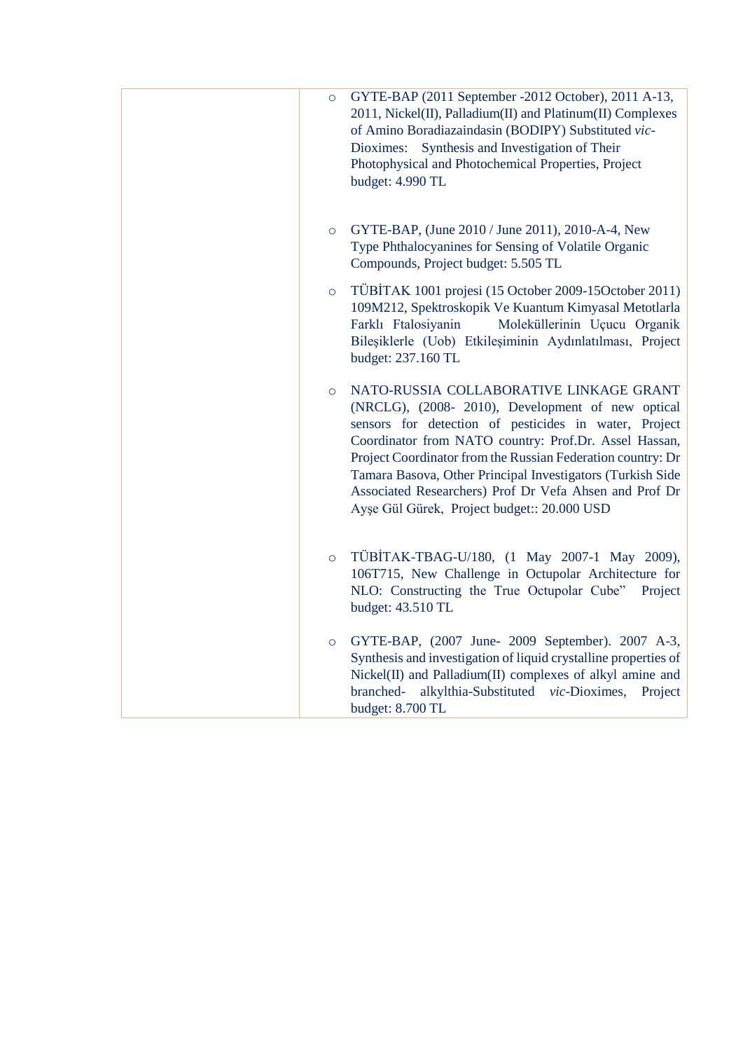| | |
|---|---|
| | - GYTE-BAP (2011 September -2012 October), 2011 A-13, 2011, Nickel(II), Palladium(II) and Platinum(II) Complexes of Amino Boradiazaindasin (BODIPY) Substituted *vic*-Dioximes: Synthesis and Investigation of Their Photophysical and Photochemical Properties, Project budget: 4.990 TL<br><br>- GYTE-BAP, (June 2010 / June 2011), 2010-A-4, New Type Phthalocyanines for Sensing of Volatile Organic Compounds, Project budget: 5.505 TL<br><br>- TÜBİTAK 1001 projesi (15 October 2009-15October 2011) 109M212, Spektroskopik Ve Kuantum Kimyasal Metotlarla Farklı Ftalosiyanin Moleküllerinin Uçucu Organik Bileşiklerle (Uob) Etkileşiminin Aydınlatılması, Project budget: 237.160 TL<br><br>- NATO-RUSSIA COLLABORATIVE LINKAGE GRANT (NRCLG), (2008- 2010), Development of new optical sensors for detection of pesticides in water, Project Coordinator from NATO country: Prof.Dr. Assel Hassan, Project Coordinator from the Russian Federation country: Dr Tamara Basova, Other Principal Investigators (Turkish Side Associated Researchers) Prof Dr Vefa Ahsen and Prof Dr Ayşe Gül Gürek, Project budget:: 20.000 USD<br><br>- TÜBİTAK-TBAG-U/180, (1 May 2007-1 May 2009), 106T715, New Challenge in Octupolar Architecture for NLO: Constructing the True Octupolar Cube" Project budget: 43.510 TL<br><br>- GYTE-BAP, (2007 June- 2009 September). 2007 A-3, Synthesis and investigation of liquid crystalline properties of Nickel(II) and Palladium(II) complexes of alkyl amine and branched- alkylthia-Substituted *vic*-Dioximes, Project budget: 8.700 TL |